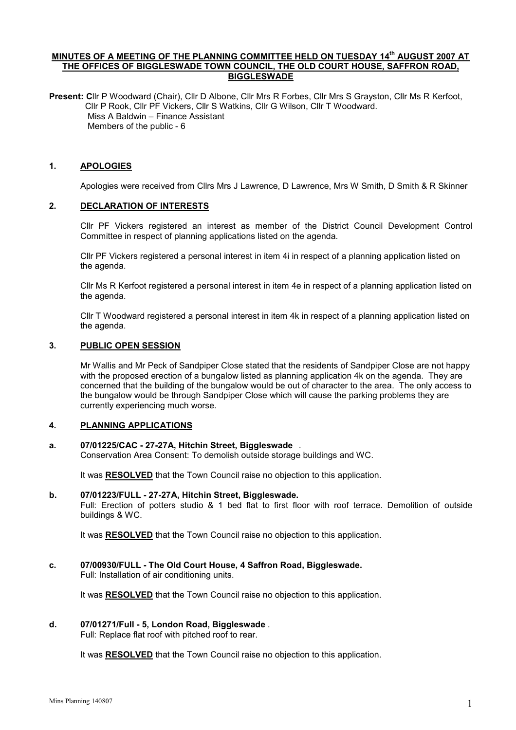# MINUTES OF A MEETING OF THE PLANNING COMMITTEE HELD ON TUESDAY 14th AUGUST 2007 AT THE OFFICES OF BIGGLESWADE TOWN COUNCIL, THE OLD COURT HOUSE, SAFFRON ROAD, BIGGLESWADE

**Present:** Cllr P Woodward (Chair), Cllr D Albone, Cllr Mrs R Forbes, Cllr Mrs S Grayston, Cllr Ms R Kerfoot, Cllr P Rook, Cllr PF Vickers, Cllr S Watkins, Cllr G Wilson, Cllr T Woodward.
Miss A Baldwin – Finance Assistant
Members of the public - 6

## 1. APOLOGIES

Apologies were received from Cllrs Mrs J Lawrence, D Lawrence, Mrs W Smith, D Smith & R Skinner

## 2. DECLARATION OF INTERESTS

Cllr PF Vickers registered an interest as member of the District Council Development Control Committee in respect of planning applications listed on the agenda.

Cllr PF Vickers registered a personal interest in item 4i in respect of a planning application listed on the agenda.

Cllr Ms R Kerfoot registered a personal interest in item 4e in respect of a planning application listed on the agenda.

Cllr T Woodward registered a personal interest in item 4k in respect of a planning application listed on the agenda.

## 3. PUBLIC OPEN SESSION

Mr Wallis and Mr Peck of Sandpiper Close stated that the residents of Sandpiper Close are not happy with the proposed erection of a bungalow listed as planning application 4k on the agenda. They are concerned that the building of the bungalow would be out of character to the area. The only access to the bungalow would be through Sandpiper Close which will cause the parking problems they are currently experiencing much worse.

## 4. PLANNING APPLICATIONS

**a. 07/01225/CAC - 27-27A, Hitchin Street, Biggleswade** .
Conservation Area Consent: To demolish outside storage buildings and WC.

It was **RESOLVED** that the Town Council raise no objection to this application.

**b. 07/01223/FULL - 27-27A, Hitchin Street, Biggleswade.**
Full: Erection of potters studio & 1 bed flat to first floor with roof terrace. Demolition of outside buildings & WC.

It was **RESOLVED** that the Town Council raise no objection to this application.

**c. 07/00930/FULL - The Old Court House, 4 Saffron Road, Biggleswade.**
Full: Installation of air conditioning units.

It was **RESOLVED** that the Town Council raise no objection to this application.

**d. 07/01271/Full - 5, London Road, Biggleswade** .
Full: Replace flat roof with pitched roof to rear.

It was **RESOLVED** that the Town Council raise no objection to this application.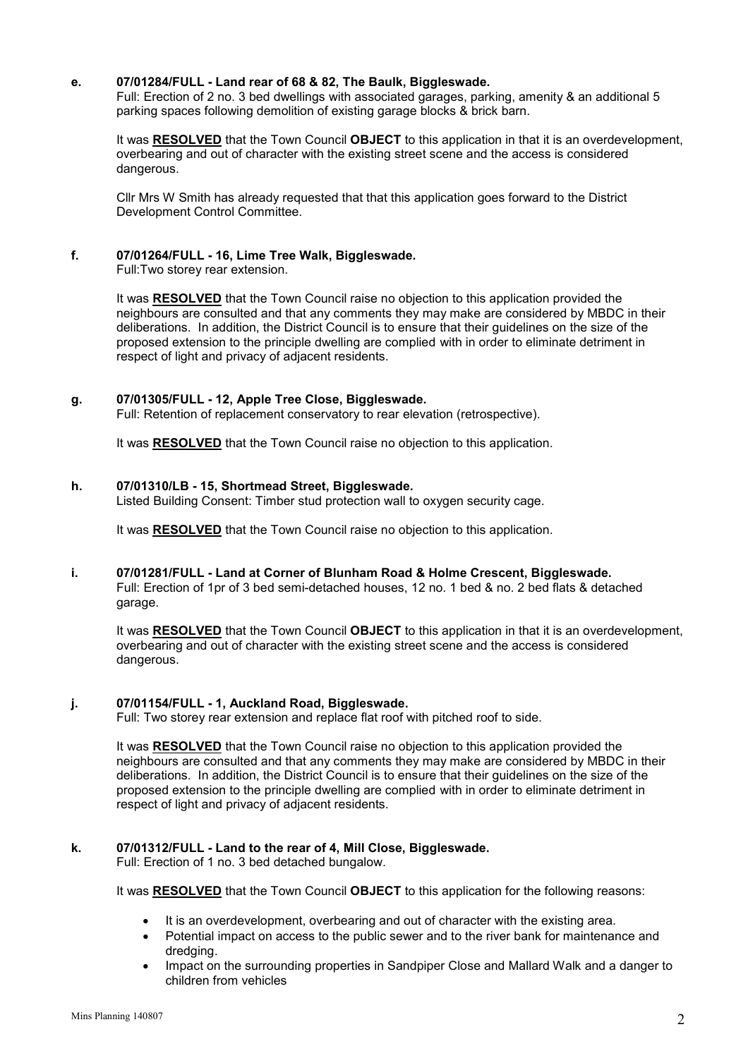**e. 07/01284/FULL - Land rear of 68 & 82, The Baulk, Biggleswade.**

Full: Erection of 2 no. 3 bed dwellings with associated garages, parking, amenity & an additional 5 parking spaces following demolition of existing garage blocks & brick barn.

It was **RESOLVED** that the Town Council **OBJECT** to this application in that it is an overdevelopment, overbearing and out of character with the existing street scene and the access is considered dangerous.

Cllr Mrs W Smith has already requested that that this application goes forward to the District Development Control Committee.

**f. 07/01264/FULL - 16, Lime Tree Walk, Biggleswade.**

Full:Two storey rear extension.

It was **RESOLVED** that the Town Council raise no objection to this application provided the neighbours are consulted and that any comments they may make are considered by MBDC in their deliberations. In addition, the District Council is to ensure that their guidelines on the size of the proposed extension to the principle dwelling are complied with in order to eliminate detriment in respect of light and privacy of adjacent residents.

**g. 07/01305/FULL - 12, Apple Tree Close, Biggleswade.**

Full: Retention of replacement conservatory to rear elevation (retrospective).

It was **RESOLVED** that the Town Council raise no objection to this application.

**h. 07/01310/LB - 15, Shortmead Street, Biggleswade.**

Listed Building Consent: Timber stud protection wall to oxygen security cage.

It was **RESOLVED** that the Town Council raise no objection to this application.

**i. 07/01281/FULL - Land at Corner of Blunham Road & Holme Crescent, Biggleswade.**

Full: Erection of 1pr of 3 bed semi-detached houses, 12 no. 1 bed & no. 2 bed flats & detached garage.

It was **RESOLVED** that the Town Council **OBJECT** to this application in that it is an overdevelopment, overbearing and out of character with the existing street scene and the access is considered dangerous.

**j. 07/01154/FULL - 1, Auckland Road, Biggleswade.**

Full: Two storey rear extension and replace flat roof with pitched roof to side.

It was **RESOLVED** that the Town Council raise no objection to this application provided the neighbours are consulted and that any comments they may make are considered by MBDC in their deliberations. In addition, the District Council is to ensure that their guidelines on the size of the proposed extension to the principle dwelling are complied with in order to eliminate detriment in respect of light and privacy of adjacent residents.

**k. 07/01312/FULL - Land to the rear of 4, Mill Close, Biggleswade.**

Full: Erection of 1 no. 3 bed detached bungalow.

It was **RESOLVED** that the Town Council **OBJECT** to this application for the following reasons:

- It is an overdevelopment, overbearing and out of character with the existing area.
- Potential impact on access to the public sewer and to the river bank for maintenance and dredging.
- Impact on the surrounding properties in Sandpiper Close and Mallard Walk and a danger to children from vehicles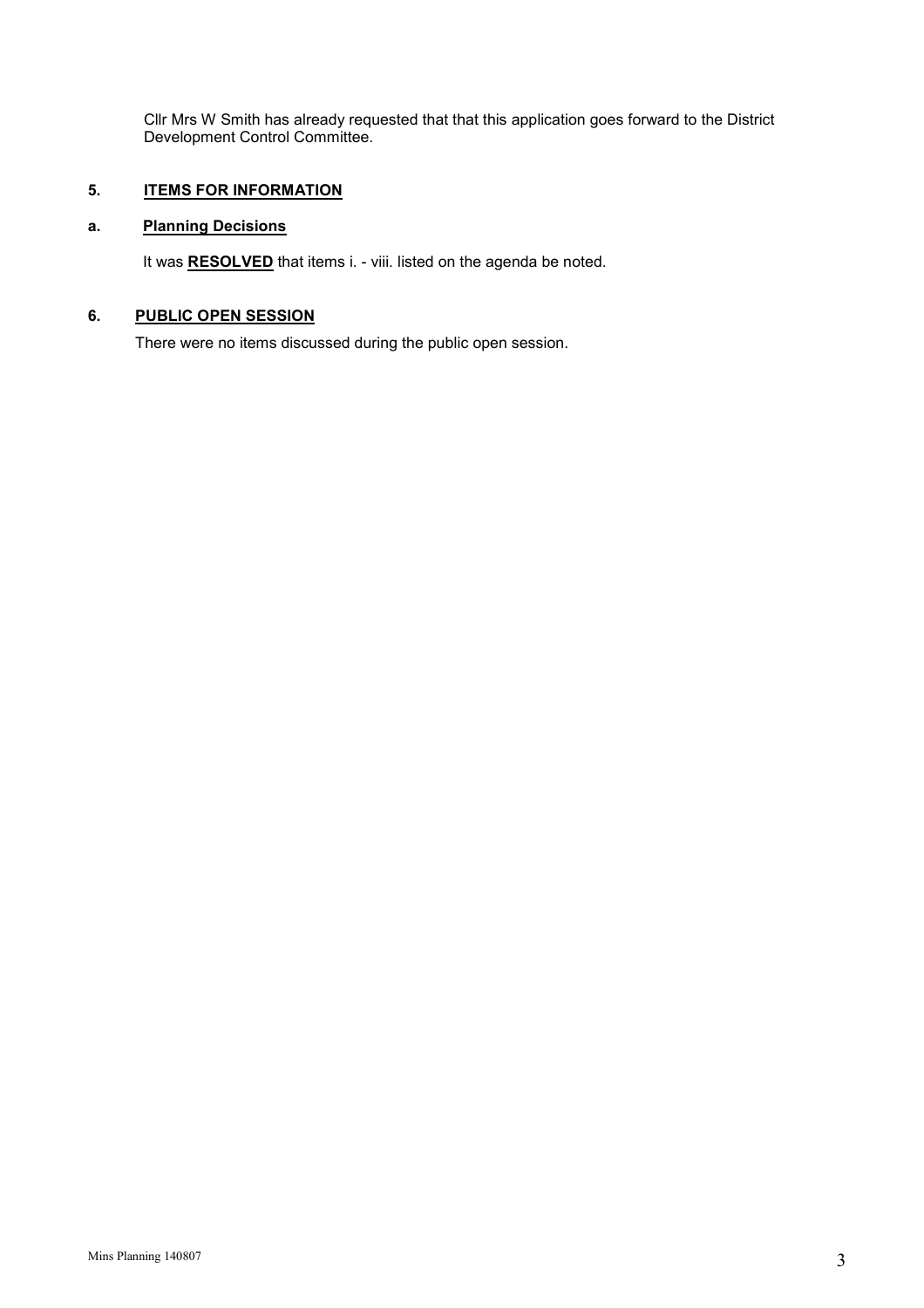Cllr Mrs W Smith has already requested that that this application goes forward to the District Development Control Committee.

## 5. ITEMS FOR INFORMATION

### a. Planning Decisions

It was **RESOLVED** that items i. - viii. listed on the agenda be noted.

## 6. PUBLIC OPEN SESSION

There were no items discussed during the public open session.